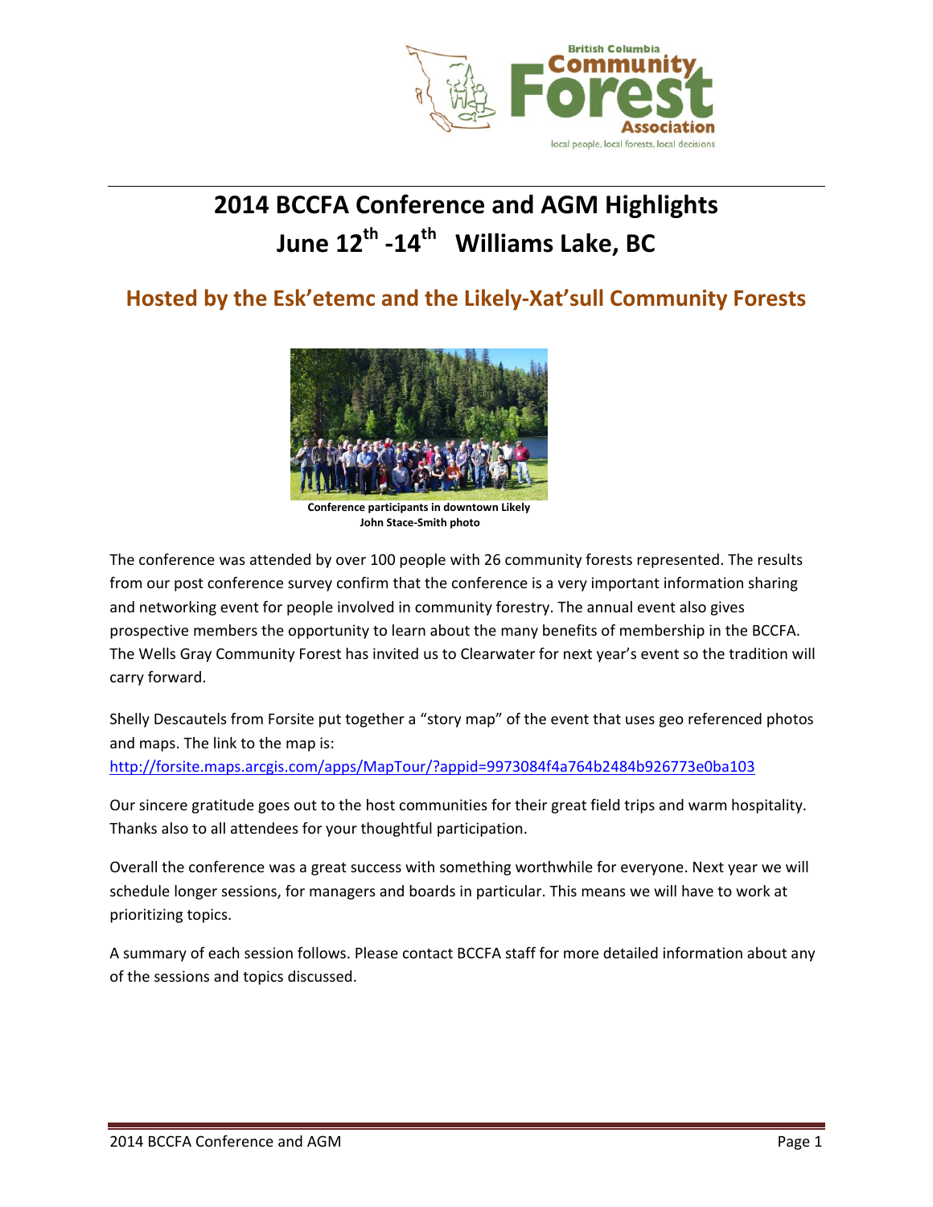# 2014 BCCFA Conference and AGM Highlights
# June 12th -14th Williams Lake, BC

## Hosted by the Esk'etemc and the Likely-Xat'sull Community Forests

**Conference participants in downtown Likely**
**John Stace-Smith photo**

The conference was attended by over 100 people with 26 community forests represented. The results from our post conference survey confirm that the conference is a very important information sharing and networking event for people involved in community forestry. The annual event also gives prospective members the opportunity to learn about the many benefits of membership in the BCCFA. The Wells Gray Community Forest has invited us to Clearwater for next year's event so the tradition will carry forward.

Shelly Descautels from Forsite put together a "story map" of the event that uses geo referenced photos and maps. The link to the map is:
http://forsite.maps.arcgis.com/apps/MapTour/?appid=9973084f4a764b2484b926773e0ba103

Our sincere gratitude goes out to the host communities for their great field trips and warm hospitality. Thanks also to all attendees for your thoughtful participation.

Overall the conference was a great success with something worthwhile for everyone. Next year we will schedule longer sessions, for managers and boards in particular. This means we will have to work at prioritizing topics.

A summary of each session follows. Please contact BCCFA staff for more detailed information about any of the sessions and topics discussed.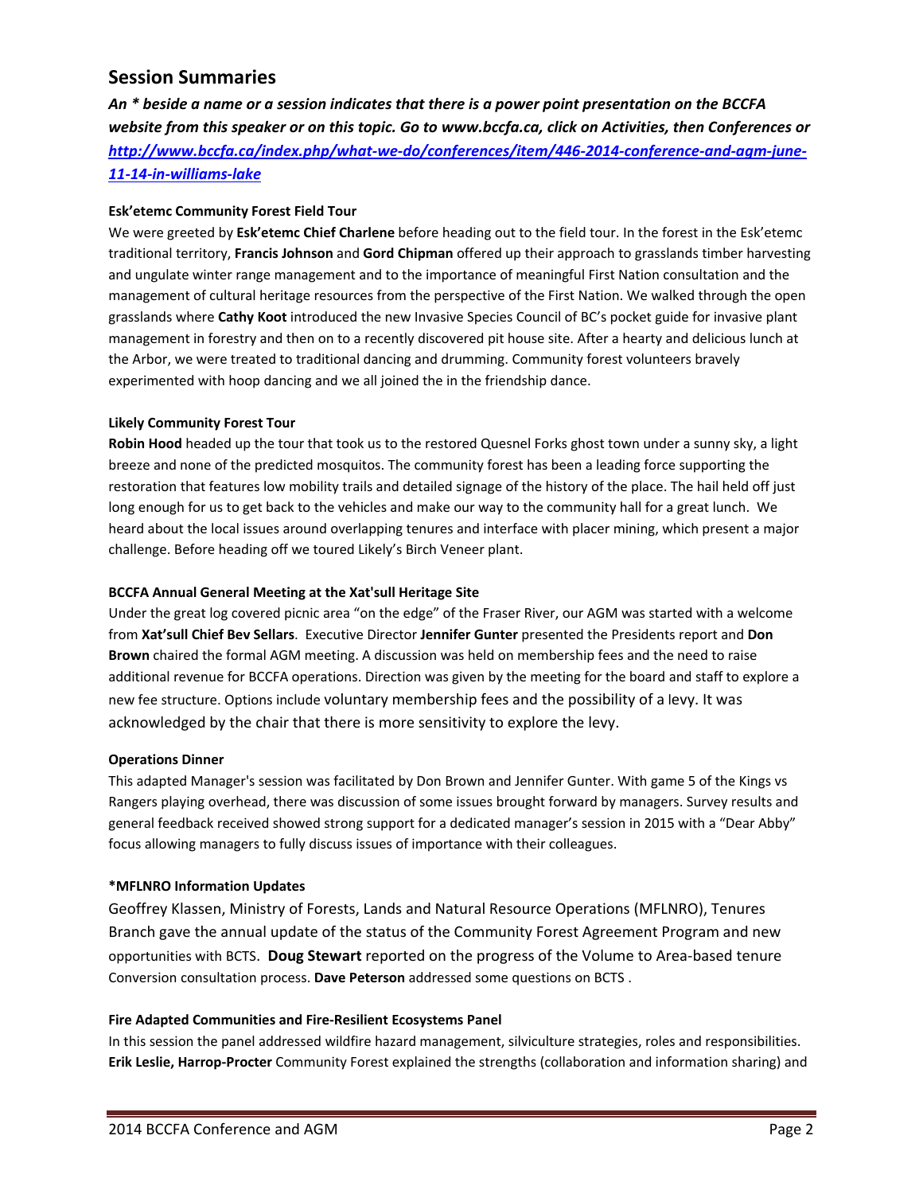## Session Summaries

***An * beside a name or a session indicates that there is a power point presentation on the BCCFA website from this speaker or on this topic. Go to www.bccfa.ca, click on Activities, then Conferences or [http://www.bccfa.ca/index.php/what-we-do/conferences/item/446-2014-conference-and-agm-june-11-14-in-williams-lake](http://www.bccfa.ca/index.php/what-we-do/conferences/item/446-2014-conference-and-agm-june-11-14-in-williams-lake)***

**Esk'etemc Community Forest Field Tour**

We were greeted by **Esk'etemc Chief Charlene** before heading out to the field tour. In the forest in the Esk'etemc traditional territory, **Francis Johnson** and **Gord Chipman** offered up their approach to grasslands timber harvesting and ungulate winter range management and to the importance of meaningful First Nation consultation and the management of cultural heritage resources from the perspective of the First Nation. We walked through the open grasslands where **Cathy Koot** introduced the new Invasive Species Council of BC's pocket guide for invasive plant management in forestry and then on to a recently discovered pit house site. After a hearty and delicious lunch at the Arbor, we were treated to traditional dancing and drumming. Community forest volunteers bravely experimented with hoop dancing and we all joined the in the friendship dance.

**Likely Community Forest Tour**

**Robin Hood** headed up the tour that took us to the restored Quesnel Forks ghost town under a sunny sky, a light breeze and none of the predicted mosquitos. The community forest has been a leading force supporting the restoration that features low mobility trails and detailed signage of the history of the place. The hail held off just long enough for us to get back to the vehicles and make our way to the community hall for a great lunch. We heard about the local issues around overlapping tenures and interface with placer mining, which present a major challenge. Before heading off we toured Likely's Birch Veneer plant.

**BCCFA Annual General Meeting at the Xat'sull Heritage Site**

Under the great log covered picnic area "on the edge" of the Fraser River, our AGM was started with a welcome from **Xat'sull Chief Bev Sellars**. Executive Director **Jennifer Gunter** presented the Presidents report and **Don Brown** chaired the formal AGM meeting. A discussion was held on membership fees and the need to raise additional revenue for BCCFA operations. Direction was given by the meeting for the board and staff to explore a new fee structure. Options include voluntary membership fees and the possibility of a levy. It was acknowledged by the chair that there is more sensitivity to explore the levy.

**Operations Dinner**

This adapted Manager's session was facilitated by Don Brown and Jennifer Gunter. With game 5 of the Kings vs Rangers playing overhead, there was discussion of some issues brought forward by managers. Survey results and general feedback received showed strong support for a dedicated manager's session in 2015 with a "Dear Abby" focus allowing managers to fully discuss issues of importance with their colleagues.

**\*MFLNRO Information Updates**

Geoffrey Klassen, Ministry of Forests, Lands and Natural Resource Operations (MFLNRO), Tenures Branch gave the annual update of the status of the Community Forest Agreement Program and new opportunities with BCTS. **Doug Stewart** reported on the progress of the Volume to Area-based tenure Conversion consultation process. **Dave Peterson** addressed some questions on BCTS .

**Fire Adapted Communities and Fire-Resilient Ecosystems Panel**

In this session the panel addressed wildfire hazard management, silviculture strategies, roles and responsibilities. **Erik Leslie, Harrop-Procter** Community Forest explained the strengths (collaboration and information sharing) and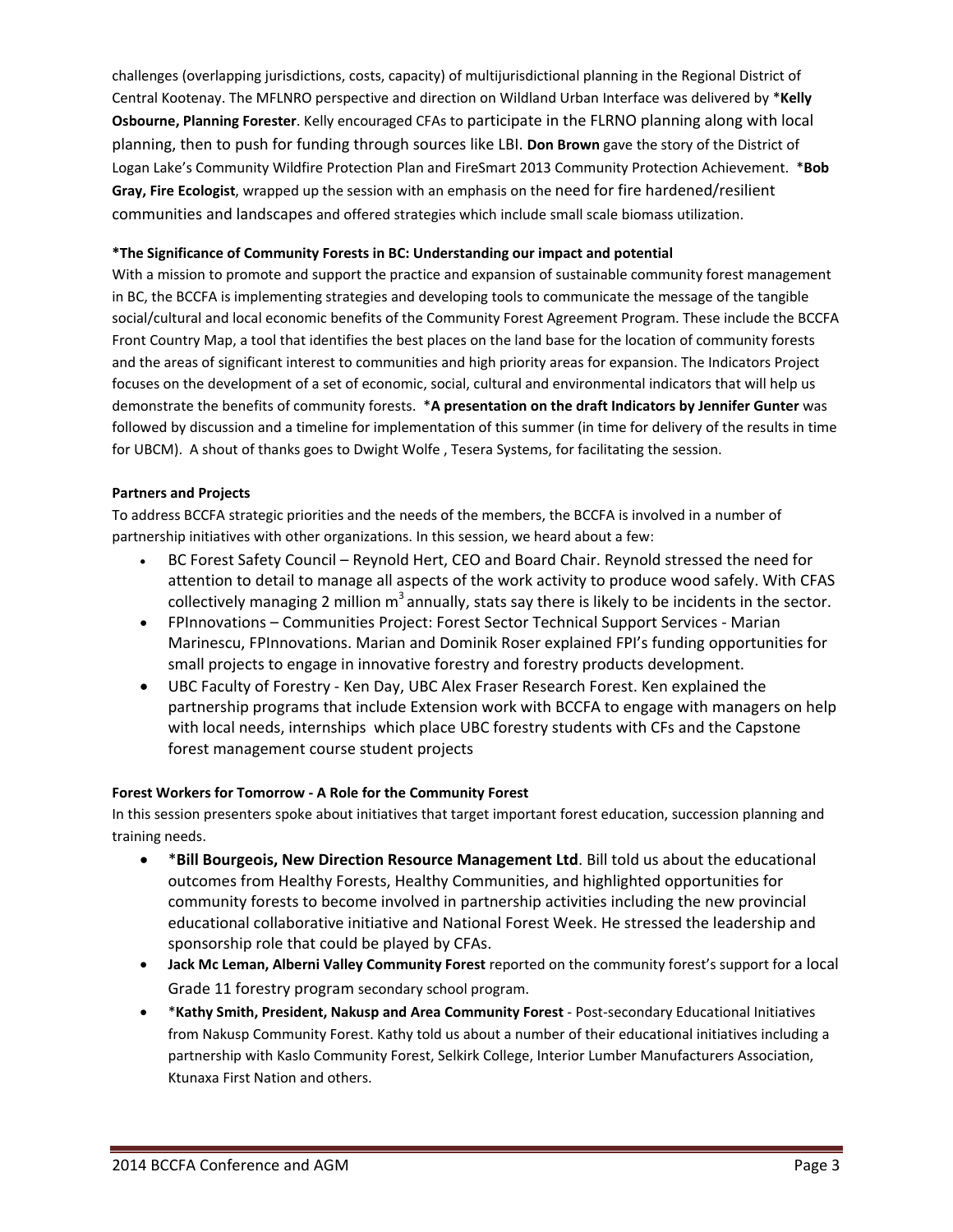challenges (overlapping jurisdictions, costs, capacity) of multijurisdictional planning in the Regional District of Central Kootenay. The MFLNRO perspective and direction on Wildland Urban Interface was delivered by ***Kelly Osbourne, Planning Forester**. Kelly encouraged CFAs to participate in the FLRNO planning along with local planning, then to push for funding through sources like LBI. **Don Brown** gave the story of the District of Logan Lake's Community Wildfire Protection Plan and FireSmart 2013 Community Protection Achievement. ***Bob Gray, Fire Ecologist**, wrapped up the session with an emphasis on the need for fire hardened/resilient communities and landscapes and offered strategies which include small scale biomass utilization.

**\*The Significance of Community Forests in BC: Understanding our impact and potential**

With a mission to promote and support the practice and expansion of sustainable community forest management in BC, the BCCFA is implementing strategies and developing tools to communicate the message of the tangible social/cultural and local economic benefits of the Community Forest Agreement Program. These include the BCCFA Front Country Map, a tool that identifies the best places on the land base for the location of community forests and the areas of significant interest to communities and high priority areas for expansion. The Indicators Project focuses on the development of a set of economic, social, cultural and environmental indicators that will help us demonstrate the benefits of community forests. ***A presentation on the draft Indicators by Jennifer Gunter** was followed by discussion and a timeline for implementation of this summer (in time for delivery of the results in time for UBCM). A shout of thanks goes to Dwight Wolfe , Tesera Systems, for facilitating the session.

**Partners and Projects**

To address BCCFA strategic priorities and the needs of the members, the BCCFA is involved in a number of partnership initiatives with other organizations. In this session, we heard about a few:

- BC Forest Safety Council – Reynold Hert, CEO and Board Chair. Reynold stressed the need for attention to detail to manage all aspects of the work activity to produce wood safely. With CFAS collectively managing 2 million $m^3$ annually, stats say there is likely to be incidents in the sector.
- FPInnovations – Communities Project: Forest Sector Technical Support Services - Marian Marinescu, FPInnovations. Marian and Dominik Roser explained FPI's funding opportunities for small projects to engage in innovative forestry and forestry products development.
- UBC Faculty of Forestry - Ken Day, UBC Alex Fraser Research Forest. Ken explained the partnership programs that include Extension work with BCCFA to engage with managers on help with local needs, internships which place UBC forestry students with CFs and the Capstone forest management course student projects

**Forest Workers for Tomorrow - A Role for the Community Forest**

In this session presenters spoke about initiatives that target important forest education, succession planning and training needs.

- ***Bill Bourgeois, New Direction Resource Management Ltd**. Bill told us about the educational outcomes from Healthy Forests, Healthy Communities, and highlighted opportunities for community forests to become involved in partnership activities including the new provincial educational collaborative initiative and National Forest Week. He stressed the leadership and sponsorship role that could be played by CFAs.
- **Jack Mc Leman, Alberni Valley Community Forest** reported on the community forest's support for a local Grade 11 forestry program secondary school program.
- ***Kathy Smith, President, Nakusp and Area Community Forest** - Post-secondary Educational Initiatives from Nakusp Community Forest. Kathy told us about a number of their educational initiatives including a partnership with Kaslo Community Forest, Selkirk College, Interior Lumber Manufacturers Association, Ktunaxa First Nation and others.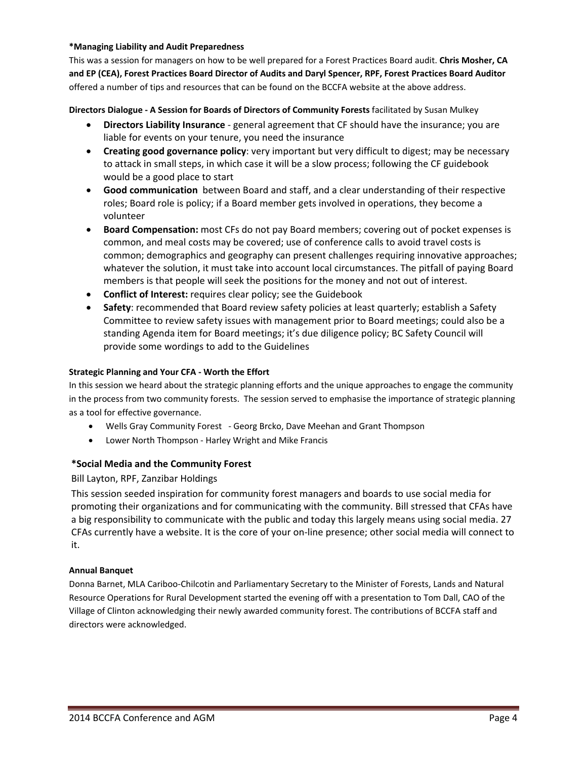**\*Managing Liability and Audit Preparedness**

This was a session for managers on how to be well prepared for a Forest Practices Board audit. **Chris Mosher, CA and EP (CEA), Forest Practices Board Director of Audits and Daryl Spencer, RPF, Forest Practices Board Auditor** offered a number of tips and resources that can be found on the BCCFA website at the above address.

**Directors Dialogue - A Session for Boards of Directors of Community Forests** facilitated by Susan Mulkey

- **Directors Liability Insurance** - general agreement that CF should have the insurance; you are liable for events on your tenure, you need the insurance
- **Creating good governance policy**: very important but very difficult to digest; may be necessary to attack in small steps, in which case it will be a slow process; following the CF guidebook would be a good place to start
- **Good communication** between Board and staff, and a clear understanding of their respective roles; Board role is policy; if a Board member gets involved in operations, they become a volunteer
- **Board Compensation:** most CFs do not pay Board members; covering out of pocket expenses is common, and meal costs may be covered; use of conference calls to avoid travel costs is common; demographics and geography can present challenges requiring innovative approaches; whatever the solution, it must take into account local circumstances. The pitfall of paying Board members is that people will seek the positions for the money and not out of interest.
- **Conflict of Interest:** requires clear policy; see the Guidebook
- **Safety**: recommended that Board review safety policies at least quarterly; establish a Safety Committee to review safety issues with management prior to Board meetings; could also be a standing Agenda item for Board meetings; it's due diligence policy; BC Safety Council will provide some wordings to add to the Guidelines

**Strategic Planning and Your CFA - Worth the Effort**

In this session we heard about the strategic planning efforts and the unique approaches to engage the community in the process from two community forests. The session served to emphasise the importance of strategic planning as a tool for effective governance.

- Wells Gray Community Forest - Georg Brcko, Dave Meehan and Grant Thompson
- Lower North Thompson - Harley Wright and Mike Francis

**\*Social Media and the Community Forest**

Bill Layton, RPF, Zanzibar Holdings

This session seeded inspiration for community forest managers and boards to use social media for promoting their organizations and for communicating with the community. Bill stressed that CFAs have a big responsibility to communicate with the public and today this largely means using social media. 27 CFAs currently have a website. It is the core of your on-line presence; other social media will connect to it.

**Annual Banquet**

Donna Barnet, MLA Cariboo-Chilcotin and Parliamentary Secretary to the Minister of Forests, Lands and Natural Resource Operations for Rural Development started the evening off with a presentation to Tom Dall, CAO of the Village of Clinton acknowledging their newly awarded community forest. The contributions of BCCFA staff and directors were acknowledged.